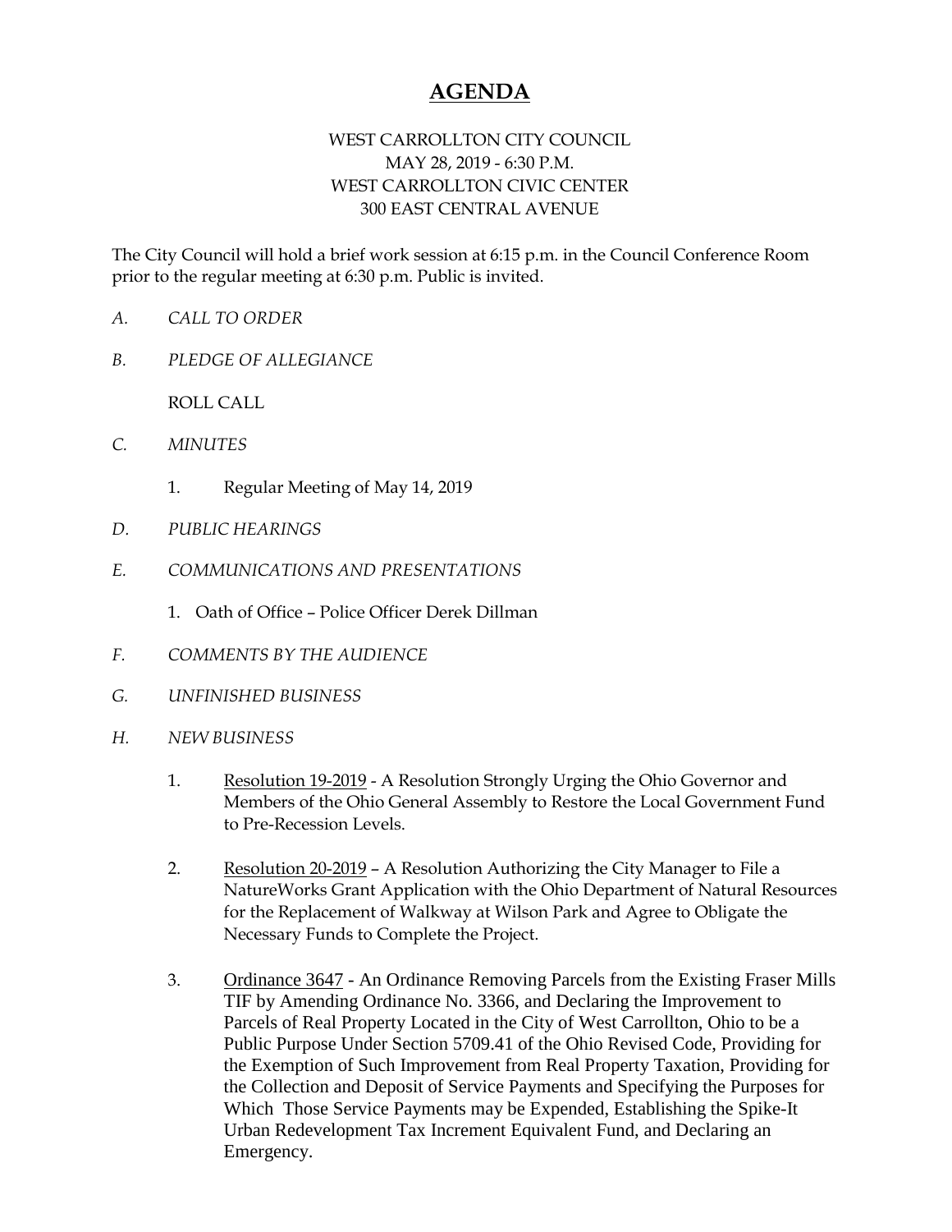# **AGENDA**

WEST CARROLLTON CITY COUNCIL
MAY 28, 2019 - 6:30 P.M.
WEST CARROLLTON CIVIC CENTER
300 EAST CENTRAL AVENUE

The City Council will hold a brief work session at 6:15 p.m. in the Council Conference Room prior to the regular meeting at 6:30 p.m. Public is invited.

*A. CALL TO ORDER*

*B. PLEDGE OF ALLEGIANCE*

ROLL CALL

*C. MINUTES*

1. Regular Meeting of May 14, 2019

*D. PUBLIC HEARINGS*

*E. COMMUNICATIONS AND PRESENTATIONS*

1. Oath of Office – Police Officer Derek Dillman

*F. COMMENTS BY THE AUDIENCE*

*G. UNFINISHED BUSINESS*

*H. NEW BUSINESS*

1. Resolution 19-2019 - A Resolution Strongly Urging the Ohio Governor and Members of the Ohio General Assembly to Restore the Local Government Fund to Pre-Recession Levels.

2. Resolution 20-2019 – A Resolution Authorizing the City Manager to File a NatureWorks Grant Application with the Ohio Department of Natural Resources for the Replacement of Walkway at Wilson Park and Agree to Obligate the Necessary Funds to Complete the Project.

3. Ordinance 3647 - An Ordinance Removing Parcels from the Existing Fraser Mills TIF by Amending Ordinance No. 3366, and Declaring the Improvement to Parcels of Real Property Located in the City of West Carrollton, Ohio to be a Public Purpose Under Section 5709.41 of the Ohio Revised Code, Providing for the Exemption of Such Improvement from Real Property Taxation, Providing for the Collection and Deposit of Service Payments and Specifying the Purposes for Which Those Service Payments may be Expended, Establishing the Spike-It Urban Redevelopment Tax Increment Equivalent Fund, and Declaring an Emergency.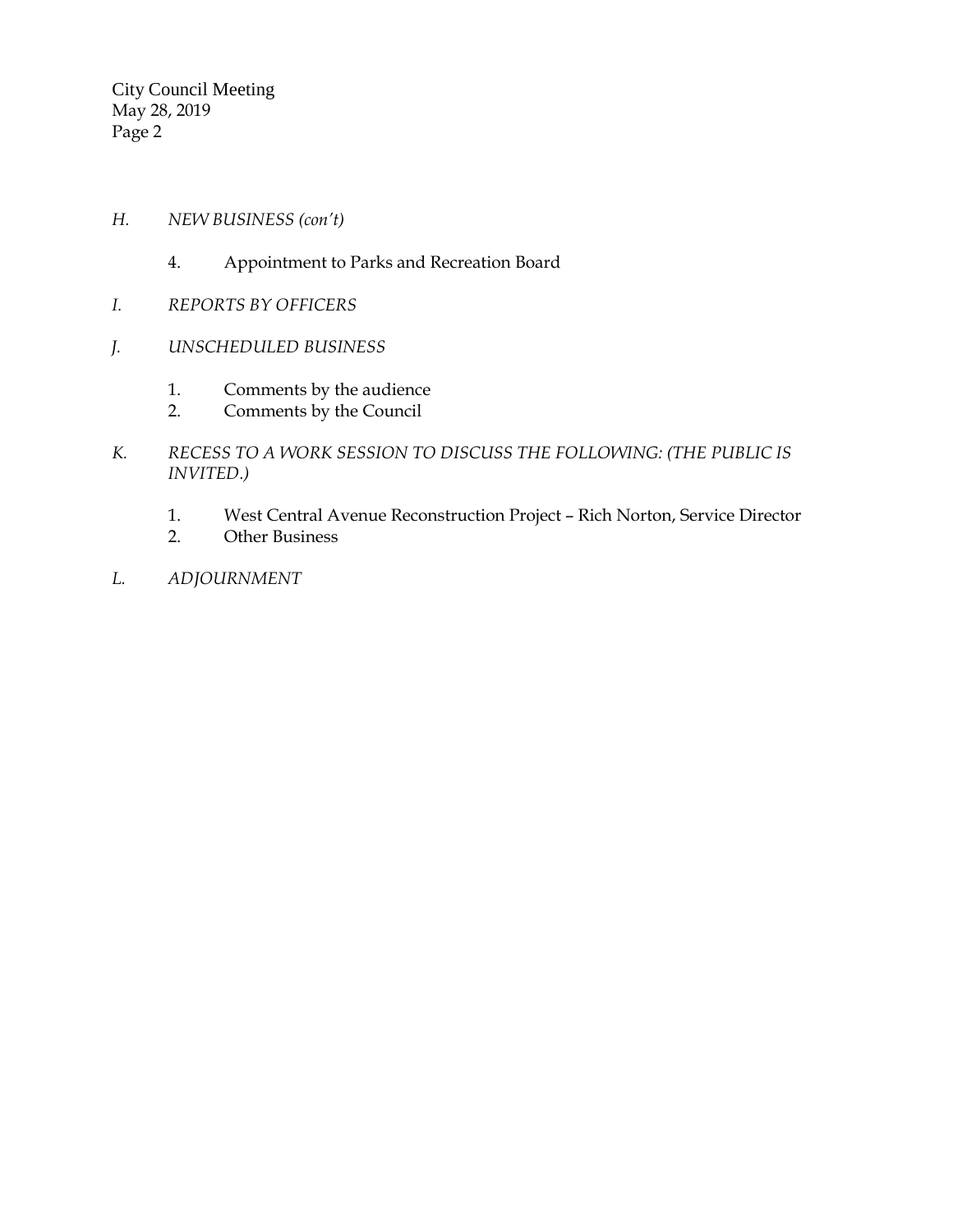*H. NEW BUSINESS (con't)*

4. Appointment to Parks and Recreation Board

*I. REPORTS BY OFFICERS*

*J. UNSCHEDULED BUSINESS*

1. Comments by the audience
2. Comments by the Council

*K. RECESS TO A WORK SESSION TO DISCUSS THE FOLLOWING: (THE PUBLIC IS INVITED.)*

1. West Central Avenue Reconstruction Project – Rich Norton, Service Director
2. Other Business

*L. ADJOURNMENT*